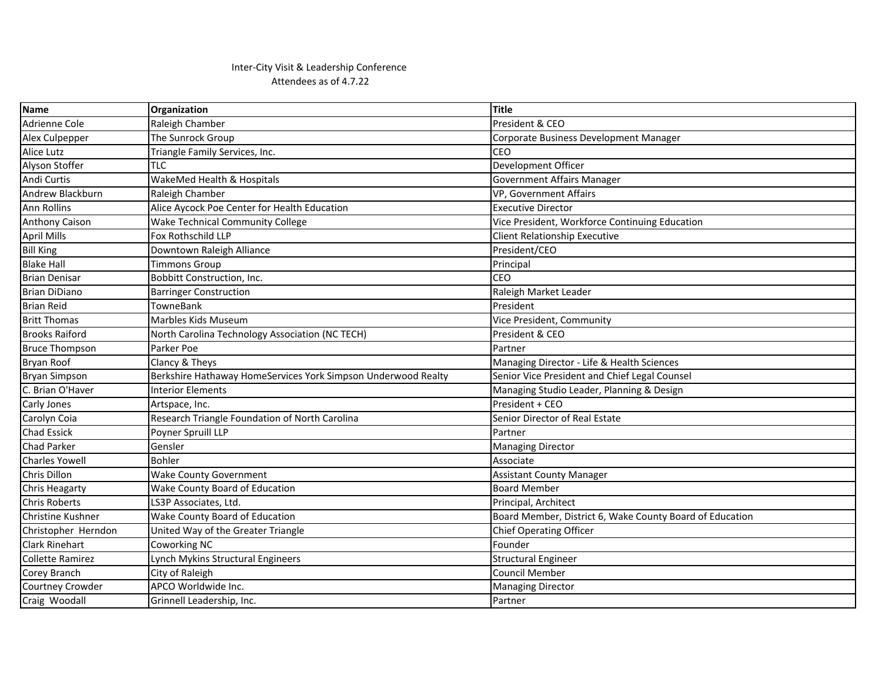Inter-City Visit & Leadership Conference
Attendees as of 4.7.22

| Name | Organization | Title |
|---|---|---|
| Adrienne Cole | Raleigh Chamber | President & CEO |
| Alex Culpepper | The Sunrock Group | Corporate Business Development Manager |
| Alice Lutz | Triangle Family Services, Inc. | CEO |
| Alyson Stoffer | TLC | Development Officer |
| Andi Curtis | WakeMed Health & Hospitals | Government Affairs Manager |
| Andrew Blackburn | Raleigh Chamber | VP, Government Affairs |
| Ann Rollins | Alice Aycock Poe Center for Health Education | Executive Director |
| Anthony Caison | Wake Technical Community College | Vice President, Workforce Continuing Education |
| April Mills | Fox Rothschild LLP | Client Relationship Executive |
| Bill King | Downtown Raleigh Alliance | President/CEO |
| Blake Hall | Timmons Group | Principal |
| Brian Denisar | Bobbitt Construction, Inc. | CEO |
| Brian DiDiano | Barringer Construction | Raleigh Market Leader |
| Brian Reid | TowneBank | President |
| Britt Thomas | Marbles Kids Museum | Vice President, Community |
| Brooks Raiford | North Carolina Technology Association (NC TECH) | President & CEO |
| Bruce Thompson | Parker Poe | Partner |
| Bryan Roof | Clancy & Theys | Managing Director - Life & Health Sciences |
| Bryan Simpson | Berkshire Hathaway HomeServices York Simpson Underwood Realty | Senior Vice President and Chief Legal Counsel |
| C. Brian O'Haver | Interior Elements | Managing Studio Leader, Planning & Design |
| Carly Jones | Artspace, Inc. | President + CEO |
| Carolyn Coia | Research Triangle Foundation of North Carolina | Senior Director of Real Estate |
| Chad Essick | Poyner Spruill LLP | Partner |
| Chad Parker | Gensler | Managing Director |
| Charles Yowell | Bohler | Associate |
| Chris Dillon | Wake County Government | Assistant County Manager |
| Chris Heagarty | Wake County Board of Education | Board Member |
| Chris Roberts | LS3P Associates, Ltd. | Principal, Architect |
| Christine Kushner | Wake County Board of Education | Board Member, District 6, Wake County Board of Education |
| Christopher Herndon | United Way of the Greater Triangle | Chief Operating Officer |
| Clark Rinehart | Coworking NC | Founder |
| Collette Ramirez | Lynch Mykins Structural Engineers | Structural Engineer |
| Corey Branch | City of Raleigh | Council Member |
| Courtney Crowder | APCO Worldwide Inc. | Managing Director |
| Craig Woodall | Grinnell Leadership, Inc. | Partner |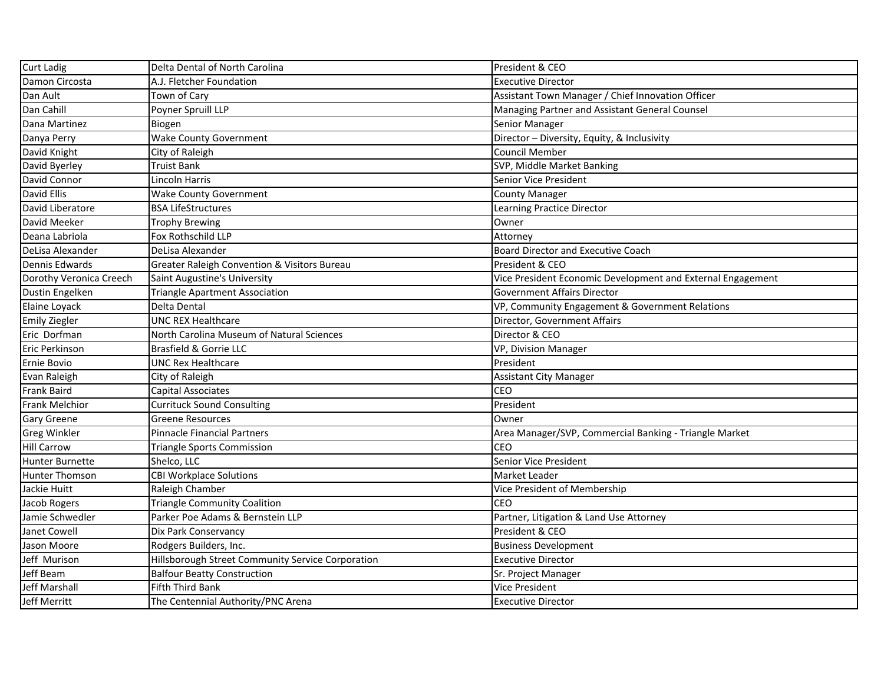| | | |
|---|---|---|
| Curt Ladig | Delta Dental of North Carolina | President & CEO |
| Damon Circosta | A.J. Fletcher Foundation | Executive Director |
| Dan Ault | Town of Cary | Assistant Town Manager / Chief Innovation Officer |
| Dan Cahill | Poyner Spruill LLP | Managing Partner and Assistant General Counsel |
| Dana Martinez | Biogen | Senior Manager |
| Danya Perry | Wake County Government | Director – Diversity, Equity, & Inclusivity |
| David Knight | City of Raleigh | Council Member |
| David Byerley | Truist Bank | SVP, Middle Market Banking |
| David Connor | Lincoln Harris | Senior Vice President |
| David Ellis | Wake County Government | County Manager |
| David Liberatore | BSA LifeStructures | Learning Practice Director |
| David Meeker | Trophy Brewing | Owner |
| Deana Labriola | Fox Rothschild LLP | Attorney |
| DeLisa Alexander | DeLisa Alexander | Board Director and Executive Coach |
| Dennis Edwards | Greater Raleigh Convention & Visitors Bureau | President & CEO |
| Dorothy Veronica Creech | Saint Augustine's University | Vice President Economic Development and External Engagement |
| Dustin Engelken | Triangle Apartment Association | Government Affairs Director |
| Elaine Loyack | Delta Dental | VP, Community Engagement & Government Relations |
| Emily Ziegler | UNC REX Healthcare | Director, Government Affairs |
| Eric Dorfman | North Carolina Museum of Natural Sciences | Director & CEO |
| Eric Perkinson | Brasfield & Gorrie LLC | VP, Division Manager |
| Ernie Bovio | UNC Rex Healthcare | President |
| Evan Raleigh | City of Raleigh | Assistant City Manager |
| Frank Baird | Capital Associates | CEO |
| Frank Melchior | Currituck Sound Consulting | President |
| Gary Greene | Greene Resources | Owner |
| Greg Winkler | Pinnacle Financial Partners | Area Manager/SVP, Commercial Banking - Triangle Market |
| Hill Carrow | Triangle Sports Commission | CEO |
| Hunter Burnette | Shelco, LLC | Senior Vice President |
| Hunter Thomson | CBI Workplace Solutions | Market Leader |
| Jackie Huitt | Raleigh Chamber | Vice President of Membership |
| Jacob Rogers | Triangle Community Coalition | CEO |
| Jamie Schwedler | Parker Poe Adams & Bernstein LLP | Partner, Litigation & Land Use Attorney |
| Janet Cowell | Dix Park Conservancy | President & CEO |
| Jason Moore | Rodgers Builders, Inc. | Business Development |
| Jeff Murison | Hillsborough Street Community Service Corporation | Executive Director |
| Jeff Beam | Balfour Beatty Construction | Sr. Project Manager |
| Jeff Marshall | Fifth Third Bank | Vice President |
| Jeff Merritt | The Centennial Authority/PNC Arena | Executive Director |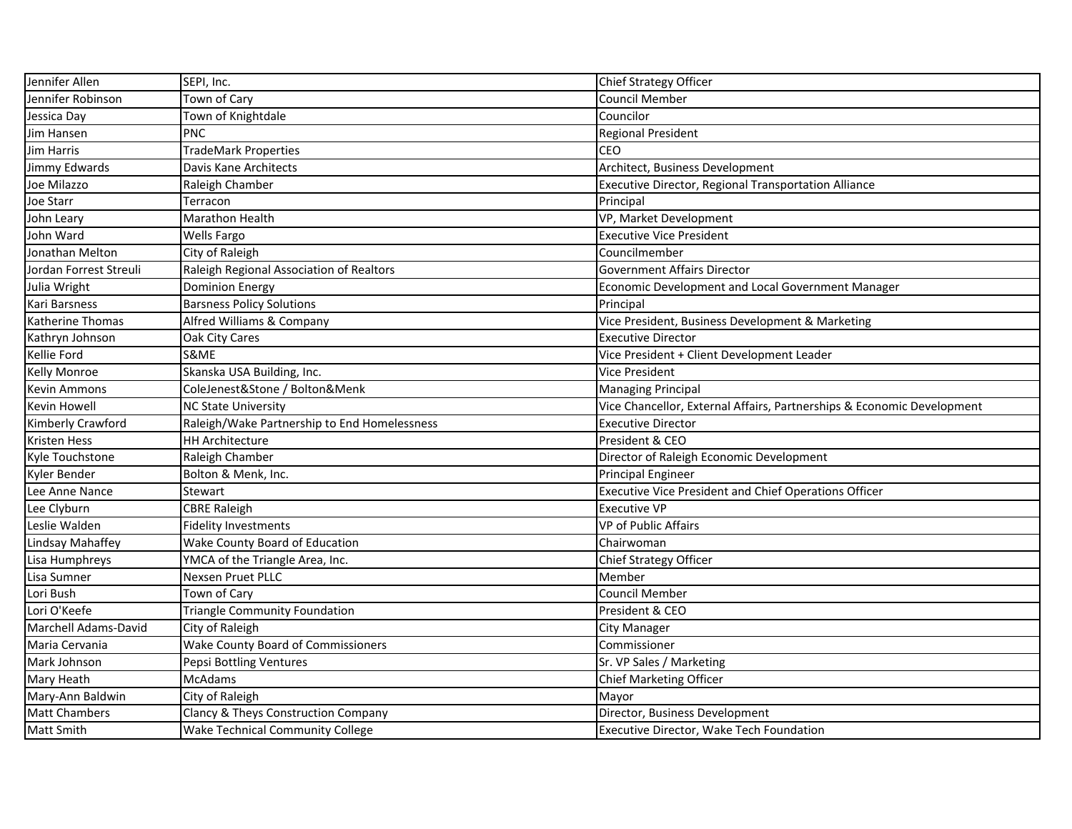| Jennifer Allen | SEPI, Inc. | Chief Strategy Officer |
|---|---|---|
| Jennifer Robinson | Town of Cary | Council Member |
| Jessica Day | Town of Knightdale | Councilor |
| Jim Hansen | PNC | Regional President |
| Jim Harris | TradeMark Properties | CEO |
| Jimmy Edwards | Davis Kane Architects | Architect, Business Development |
| Joe Milazzo | Raleigh Chamber | Executive Director, Regional Transportation Alliance |
| Joe Starr | Terracon | Principal |
| John Leary | Marathon Health | VP, Market Development |
| John Ward | Wells Fargo | Executive Vice President |
| Jonathan Melton | City of Raleigh | Councilmember |
| Jordan Forrest Streuli | Raleigh Regional Association of Realtors | Government Affairs Director |
| Julia Wright | Dominion Energy | Economic Development and Local Government Manager |
| Kari Barsness | Barsness Policy Solutions | Principal |
| Katherine Thomas | Alfred Williams & Company | Vice President, Business Development & Marketing |
| Kathryn Johnson | Oak City Cares | Executive Director |
| Kellie Ford | S&ME | Vice President + Client Development Leader |
| Kelly Monroe | Skanska USA Building, Inc. | Vice President |
| Kevin Ammons | ColeJenest&Stone / Bolton&Menk | Managing Principal |
| Kevin Howell | NC State University | Vice Chancellor, External Affairs, Partnerships & Economic Development |
| Kimberly Crawford | Raleigh/Wake Partnership to End Homelessness | Executive Director |
| Kristen Hess | HH Architecture | President & CEO |
| Kyle Touchstone | Raleigh Chamber | Director of Raleigh Economic Development |
| Kyler Bender | Bolton & Menk, Inc. | Principal Engineer |
| Lee Anne Nance | Stewart | Executive Vice President and Chief Operations Officer |
| Lee Clyburn | CBRE Raleigh | Executive VP |
| Leslie Walden | Fidelity Investments | VP of Public Affairs |
| Lindsay Mahaffey | Wake County Board of Education | Chairwoman |
| Lisa Humphreys | YMCA of the Triangle Area, Inc. | Chief Strategy Officer |
| Lisa Sumner | Nexsen Pruet PLLC | Member |
| Lori Bush | Town of Cary | Council Member |
| Lori O'Keefe | Triangle Community Foundation | President & CEO |
| Marchell Adams-David | City of Raleigh | City Manager |
| Maria Cervania | Wake County Board of Commissioners | Commissioner |
| Mark Johnson | Pepsi Bottling Ventures | Sr. VP Sales / Marketing |
| Mary Heath | McAdams | Chief Marketing Officer |
| Mary-Ann Baldwin | City of Raleigh | Mayor |
| Matt Chambers | Clancy & Theys Construction Company | Director, Business Development |
| Matt Smith | Wake Technical Community College | Executive Director, Wake Tech Foundation |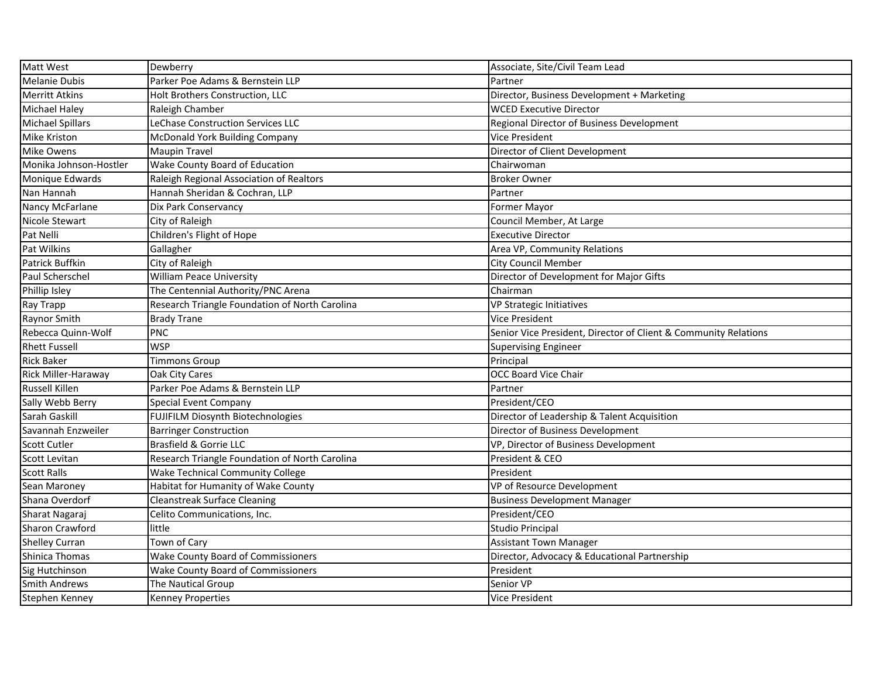| Matt West | Dewberry | Associate, Site/Civil Team Lead |
|---|---|---|
| Melanie Dubis | Parker Poe Adams & Bernstein LLP | Partner |
| Merritt Atkins | Holt Brothers Construction, LLC | Director, Business Development + Marketing |
| Michael Haley | Raleigh Chamber | WCED Executive Director |
| Michael Spillars | LeChase Construction Services LLC | Regional Director of Business Development |
| Mike Kriston | McDonald York Building Company | Vice President |
| Mike Owens | Maupin Travel | Director of Client Development |
| Monika Johnson-Hostler | Wake County Board of Education | Chairwoman |
| Monique Edwards | Raleigh Regional Association of Realtors | Broker Owner |
| Nan Hannah | Hannah Sheridan & Cochran, LLP | Partner |
| Nancy McFarlane | Dix Park Conservancy | Former Mayor |
| Nicole Stewart | City of Raleigh | Council Member, At Large |
| Pat Nelli | Children's Flight of Hope | Executive Director |
| Pat Wilkins | Gallagher | Area VP, Community Relations |
| Patrick Buffkin | City of Raleigh | City Council Member |
| Paul Scherschel | William Peace University | Director of Development for Major Gifts |
| Phillip Isley | The Centennial Authority/PNC Arena | Chairman |
| Ray Trapp | Research Triangle Foundation of North Carolina | VP Strategic Initiatives |
| Raynor Smith | Brady Trane | Vice President |
| Rebecca Quinn-Wolf | PNC | Senior Vice President, Director of Client & Community Relations |
| Rhett Fussell | WSP | Supervising Engineer |
| Rick Baker | Timmons Group | Principal |
| Rick Miller-Haraway | Oak City Cares | OCC Board Vice Chair |
| Russell Killen | Parker Poe Adams & Bernstein LLP | Partner |
| Sally Webb Berry | Special Event Company | President/CEO |
| Sarah Gaskill | FUJIFILM Diosynth Biotechnologies | Director of Leadership & Talent Acquisition |
| Savannah Enzweiler | Barringer Construction | Director of Business Development |
| Scott Cutler | Brasfield & Gorrie LLC | VP, Director of Business Development |
| Scott Levitan | Research Triangle Foundation of North Carolina | President & CEO |
| Scott Ralls | Wake Technical Community College | President |
| Sean Maroney | Habitat for Humanity of Wake County | VP of Resource Development |
| Shana Overdorf | Cleanstreak Surface Cleaning | Business Development Manager |
| Sharat Nagaraj | Celito Communications, Inc. | President/CEO |
| Sharon Crawford | little | Studio Principal |
| Shelley Curran | Town of Cary | Assistant Town Manager |
| Shinica Thomas | Wake County Board of Commissioners | Director, Advocacy & Educational Partnership |
| Sig Hutchinson | Wake County Board of Commissioners | President |
| Smith Andrews | The Nautical Group | Senior VP |
| Stephen Kenney | Kenney Properties | Vice President |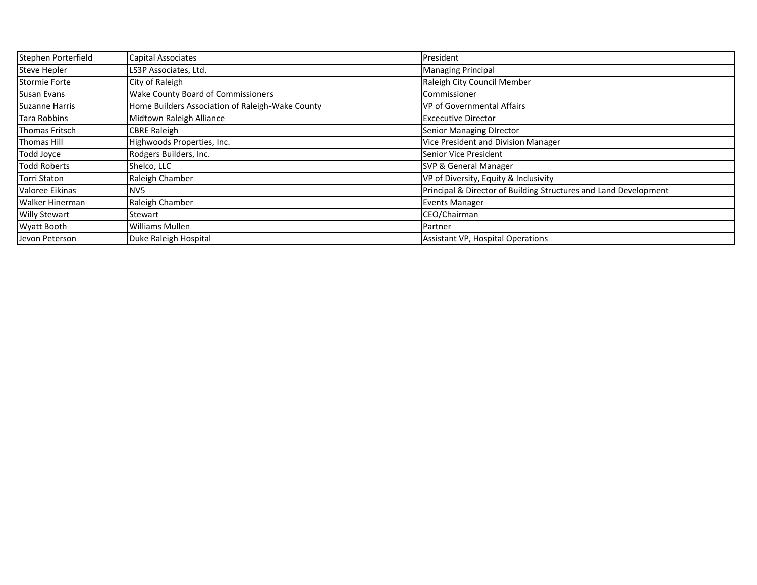| | | |
|---|---|---|
| Stephen Porterfield | Capital Associates | President |
| Steve Hepler | LS3P Associates, Ltd. | Managing Principal |
| Stormie Forte | City of Raleigh | Raleigh City Council Member |
| Susan Evans | Wake County Board of Commissioners | Commissioner |
| Suzanne Harris | Home Builders Association of Raleigh-Wake County | VP of Governmental Affairs |
| Tara Robbins | Midtown Raleigh Alliance | Excecutive Director |
| Thomas Fritsch | CBRE Raleigh | Senior Managing DIrector |
| Thomas Hill | Highwoods Properties, Inc. | Vice President and Division Manager |
| Todd Joyce | Rodgers Builders, Inc. | Senior Vice President |
| Todd Roberts | Shelco, LLC | SVP & General Manager |
| Torri Staton | Raleigh Chamber | VP of Diversity, Equity & Inclusivity |
| Valoree Eikinas | NV5 | Principal & Director of Building Structures and Land Development |
| Walker Hinerman | Raleigh Chamber | Events Manager |
| Willy Stewart | Stewart | CEO/Chairman |
| Wyatt Booth | Williams Mullen | Partner |
| Jevon Peterson | Duke Raleigh Hospital | Assistant VP, Hospital Operations |